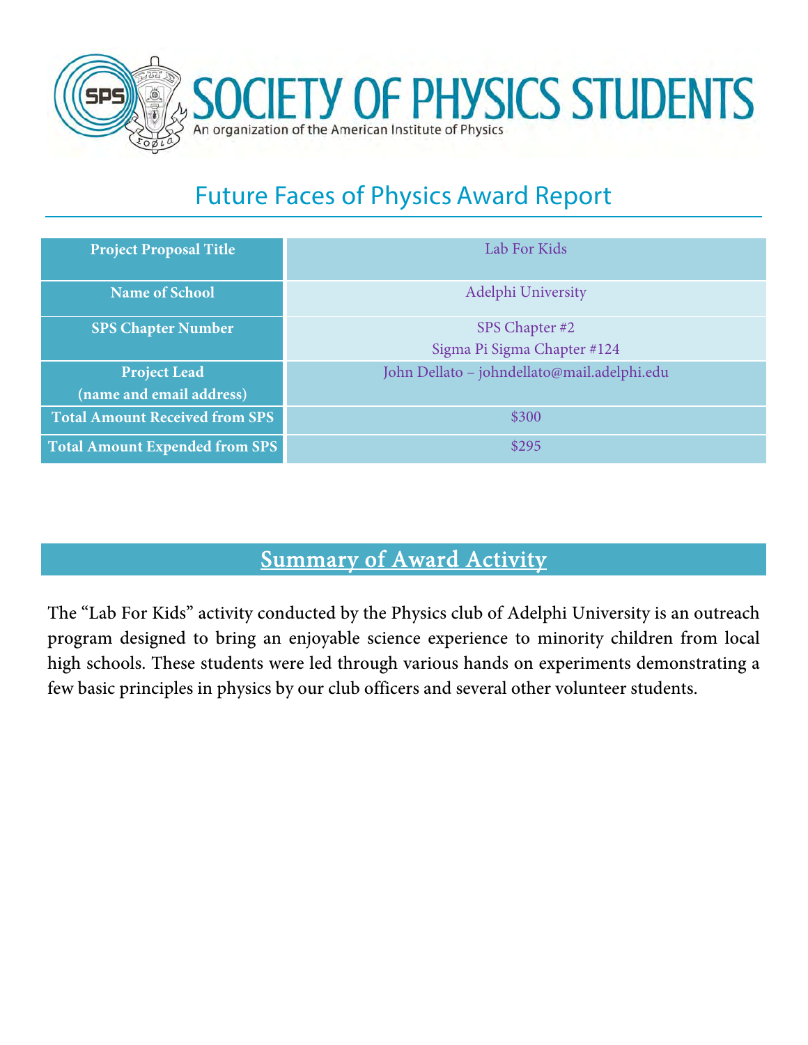# SOCIETY OF PHYSICS STUDENTS

An organization of the American Institute of Physics

## Future Faces of Physics Award Report

| | |
|---|---|
| **Project Proposal Title** | Lab For Kids |
| **Name of School** | Adelphi University |
| **SPS Chapter Number** | SPS Chapter #2<br>Sigma Pi Sigma Chapter #124 |
| **Project Lead (name and email address)** | John Dellato – johndellato@mail.adelphi.edu |
| **Total Amount Received from SPS** | $300 |
| **Total Amount Expended from SPS** | $295 |

## Summary of Award Activity

The "Lab For Kids" activity conducted by the Physics club of Adelphi University is an outreach program designed to bring an enjoyable science experience to minority children from local high schools. These students were led through various hands on experiments demonstrating a few basic principles in physics by our club officers and several other volunteer students.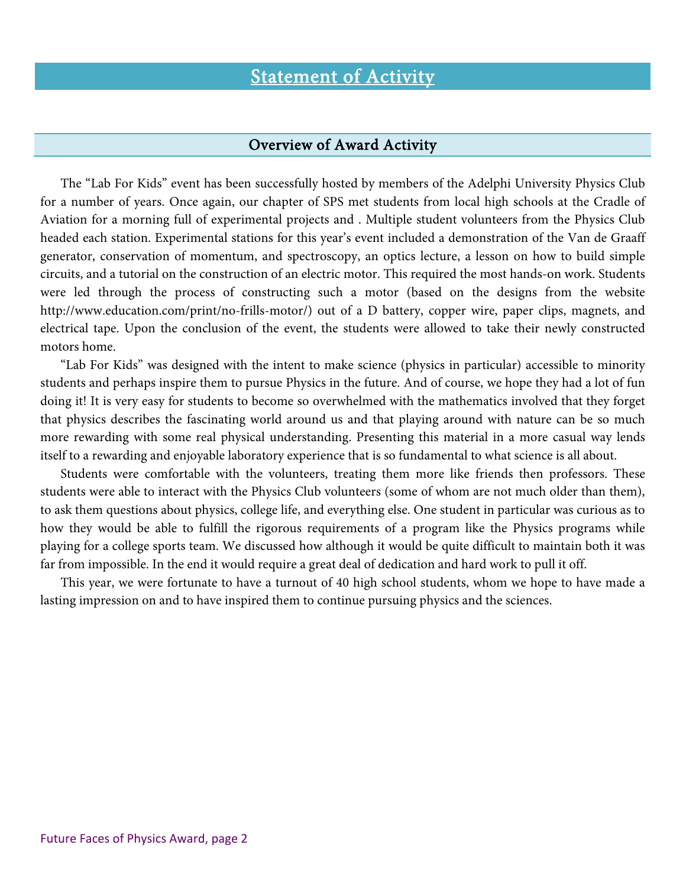# Statement of Activity

## Overview of Award Activity

The "Lab For Kids" event has been successfully hosted by members of the Adelphi University Physics Club for a number of years. Once again, our chapter of SPS met students from local high schools at the Cradle of Aviation for a morning full of experimental projects and . Multiple student volunteers from the Physics Club headed each station. Experimental stations for this year's event included a demonstration of the Van de Graaff generator, conservation of momentum, and spectroscopy, an optics lecture, a lesson on how to build simple circuits, and a tutorial on the construction of an electric motor. This required the most hands-on work. Students were led through the process of constructing such a motor (based on the designs from the website http://www.education.com/print/no-frills-motor/) out of a D battery, copper wire, paper clips, magnets, and electrical tape. Upon the conclusion of the event, the students were allowed to take their newly constructed motors home.

"Lab For Kids" was designed with the intent to make science (physics in particular) accessible to minority students and perhaps inspire them to pursue Physics in the future. And of course, we hope they had a lot of fun doing it! It is very easy for students to become so overwhelmed with the mathematics involved that they forget that physics describes the fascinating world around us and that playing around with nature can be so much more rewarding with some real physical understanding. Presenting this material in a more casual way lends itself to a rewarding and enjoyable laboratory experience that is so fundamental to what science is all about.

Students were comfortable with the volunteers, treating them more like friends then professors. These students were able to interact with the Physics Club volunteers (some of whom are not much older than them), to ask them questions about physics, college life, and everything else. One student in particular was curious as to how they would be able to fulfill the rigorous requirements of a program like the Physics programs while playing for a college sports team. We discussed how although it would be quite difficult to maintain both it was far from impossible. In the end it would require a great deal of dedication and hard work to pull it off.

This year, we were fortunate to have a turnout of 40 high school students, whom we hope to have made a lasting impression on and to have inspired them to continue pursuing physics and the sciences.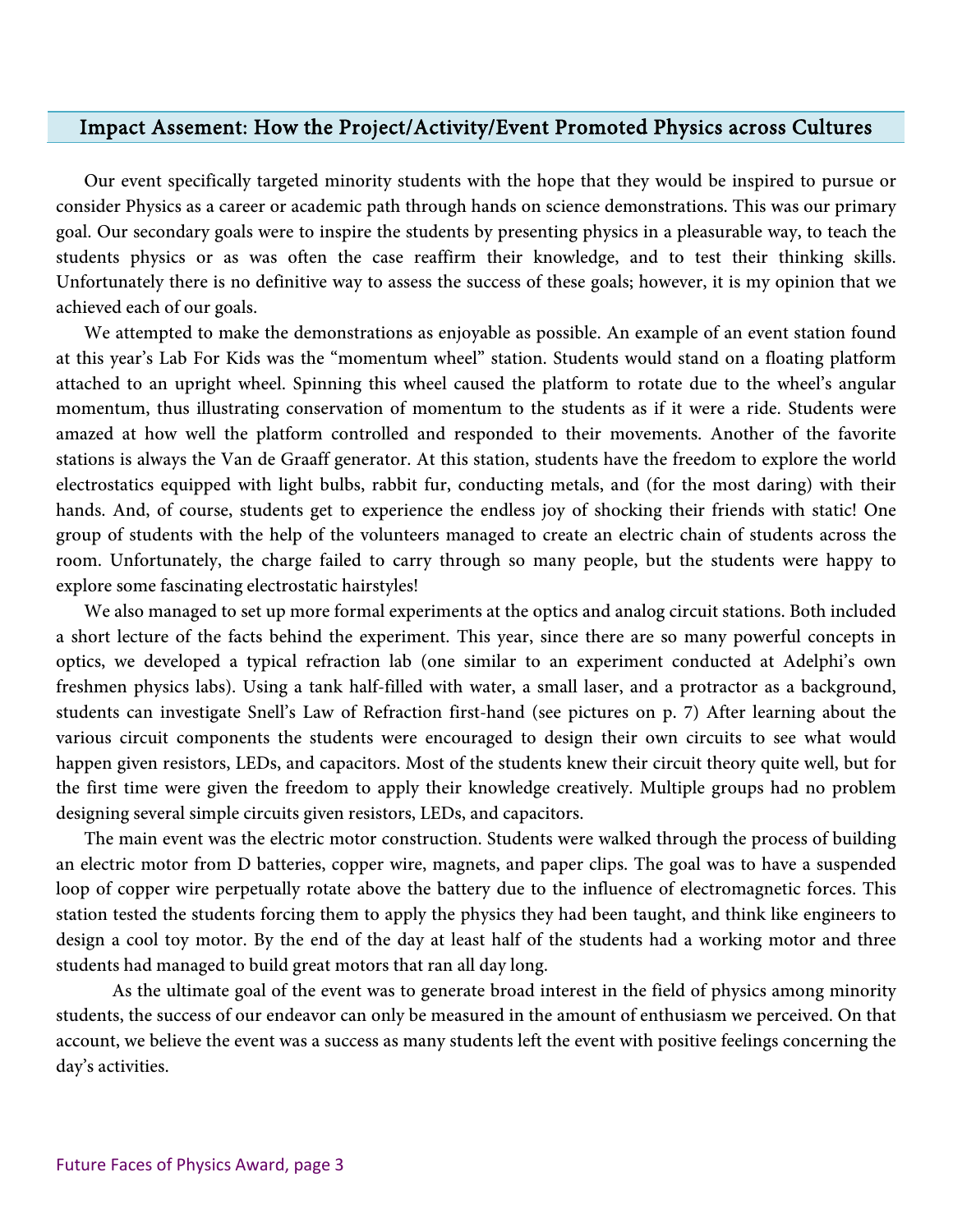## Impact Assement: How the Project/Activity/Event Promoted Physics across Cultures

Our event specifically targeted minority students with the hope that they would be inspired to pursue or consider Physics as a career or academic path through hands on science demonstrations. This was our primary goal. Our secondary goals were to inspire the students by presenting physics in a pleasurable way, to teach the students physics or as was often the case reaffirm their knowledge, and to test their thinking skills. Unfortunately there is no definitive way to assess the success of these goals; however, it is my opinion that we achieved each of our goals.

We attempted to make the demonstrations as enjoyable as possible. An example of an event station found at this year's Lab For Kids was the "momentum wheel" station. Students would stand on a floating platform attached to an upright wheel. Spinning this wheel caused the platform to rotate due to the wheel's angular momentum, thus illustrating conservation of momentum to the students as if it were a ride. Students were amazed at how well the platform controlled and responded to their movements. Another of the favorite stations is always the Van de Graaff generator. At this station, students have the freedom to explore the world electrostatics equipped with light bulbs, rabbit fur, conducting metals, and (for the most daring) with their hands. And, of course, students get to experience the endless joy of shocking their friends with static! One group of students with the help of the volunteers managed to create an electric chain of students across the room. Unfortunately, the charge failed to carry through so many people, but the students were happy to explore some fascinating electrostatic hairstyles!

We also managed to set up more formal experiments at the optics and analog circuit stations. Both included a short lecture of the facts behind the experiment. This year, since there are so many powerful concepts in optics, we developed a typical refraction lab (one similar to an experiment conducted at Adelphi's own freshmen physics labs). Using a tank half-filled with water, a small laser, and a protractor as a background, students can investigate Snell's Law of Refraction first-hand (see pictures on p. 7) After learning about the various circuit components the students were encouraged to design their own circuits to see what would happen given resistors, LEDs, and capacitors. Most of the students knew their circuit theory quite well, but for the first time were given the freedom to apply their knowledge creatively. Multiple groups had no problem designing several simple circuits given resistors, LEDs, and capacitors.

The main event was the electric motor construction. Students were walked through the process of building an electric motor from D batteries, copper wire, magnets, and paper clips. The goal was to have a suspended loop of copper wire perpetually rotate above the battery due to the influence of electromagnetic forces. This station tested the students forcing them to apply the physics they had been taught, and think like engineers to design a cool toy motor. By the end of the day at least half of the students had a working motor and three students had managed to build great motors that ran all day long.

As the ultimate goal of the event was to generate broad interest in the field of physics among minority students, the success of our endeavor can only be measured in the amount of enthusiasm we perceived. On that account, we believe the event was a success as many students left the event with positive feelings concerning the day's activities.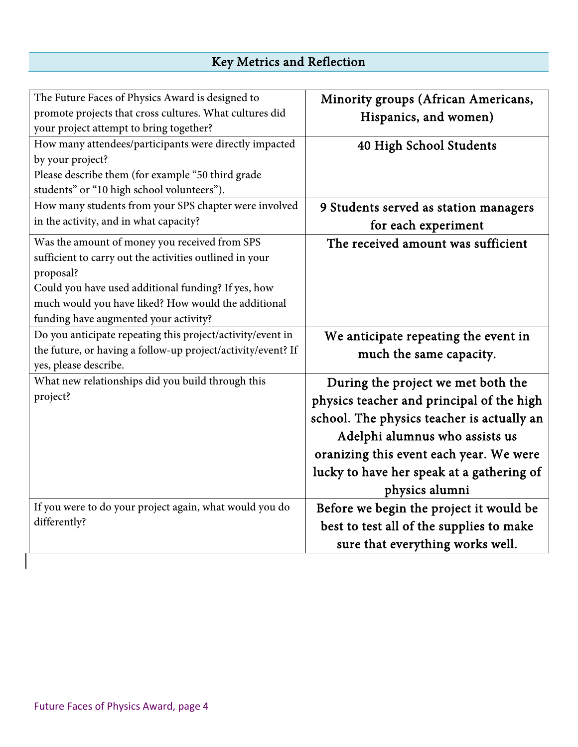## Key Metrics and Reflection

| Question | Response |
|---|---|
| The Future Faces of Physics Award is designed to promote projects that cross cultures. What cultures did your project attempt to bring together? | **Minority groups (African Americans, Hispanics, and women)** |
| How many attendees/participants were directly impacted by your project?<br>Please describe them (for example "50 third grade students" or "10 high school volunteers"). | **40 High School Students** |
| How many students from your SPS chapter were involved in the activity, and in what capacity? | **9 Students served as station managers for each experiment** |
| Was the amount of money you received from SPS sufficient to carry out the activities outlined in your proposal?<br>Could you have used additional funding? If yes, how much would you have liked? How would the additional funding have augmented your activity? | **The received amount was sufficient** |
| Do you anticipate repeating this project/activity/event in the future, or having a follow-up project/activity/event? If yes, please describe. | **We anticipate repeating the event in much the same capacity.** |
| What new relationships did you build through this project? | **During the project we met both the physics teacher and principal of the high school. The physics teacher is actually an Adelphi alumnus who assists us oranizing this event each year. We were lucky to have her speak at a gathering of physics alumni** |
| If you were to do your project again, what would you do differently? | **Before we begin the project it would be best to test all of the supplies to make sure that everything works well.** |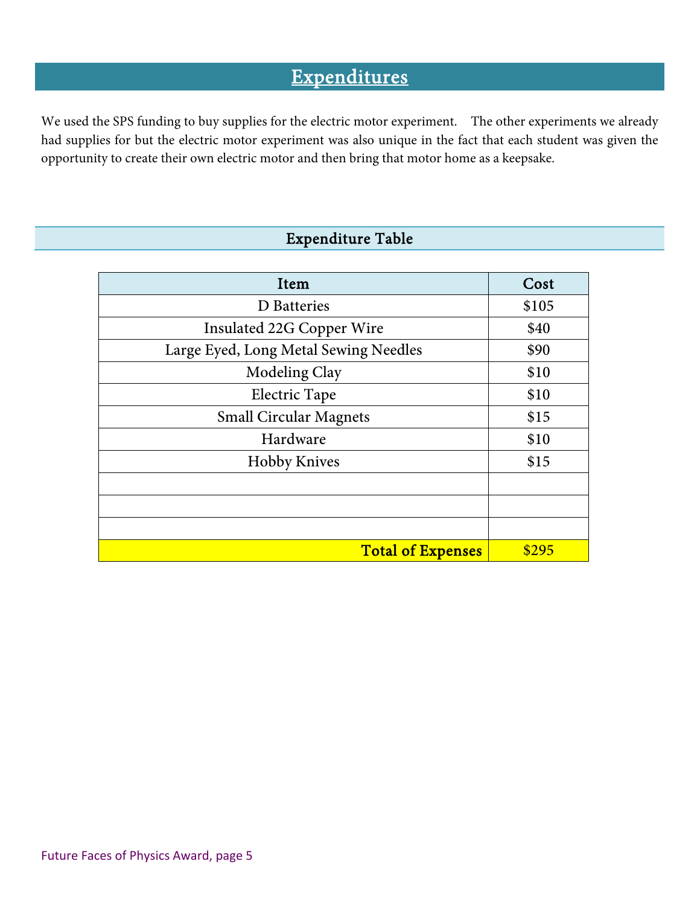## Expenditures

We used the SPS funding to buy supplies for the electric motor experiment. The other experiments we already had supplies for but the electric motor experiment was also unique in the fact that each student was given the opportunity to create their own electric motor and then bring that motor home as a keepsake.

### Expenditure Table

| Item | Cost |
|---|---|
| D Batteries | $105 |
| Insulated 22G Copper Wire | $40 |
| Large Eyed, Long Metal Sewing Needles | $90 |
| Modeling Clay | $10 |
| Electric Tape | $10 |
| Small Circular Magnets | $15 |
| Hardware | $10 |
| Hobby Knives | $15 |
| | |
| | |
| | |
| **Total of Expenses** | $295 |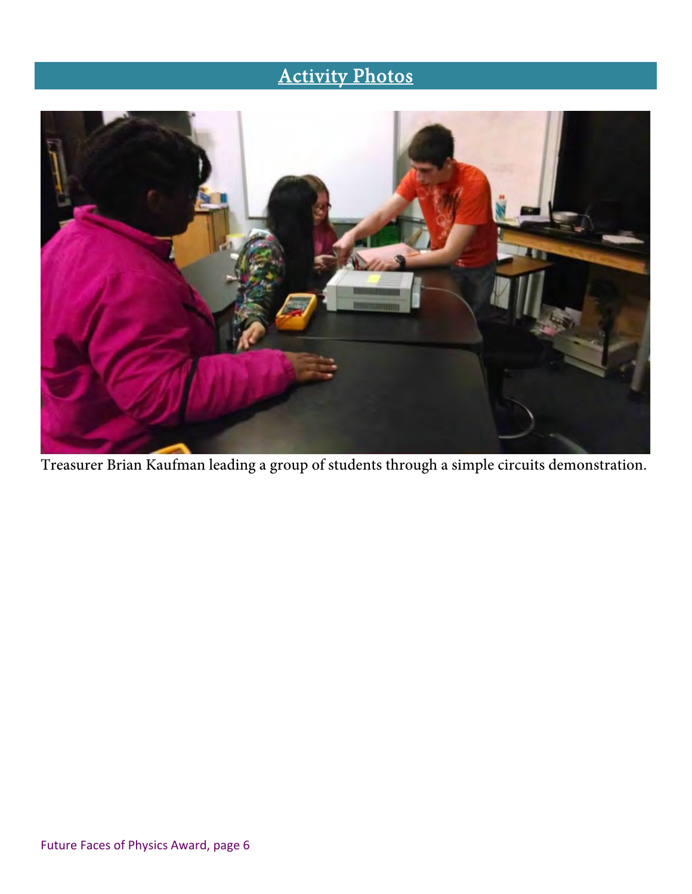## Activity Photos

Treasurer Brian Kaufman leading a group of students through a simple circuits demonstration.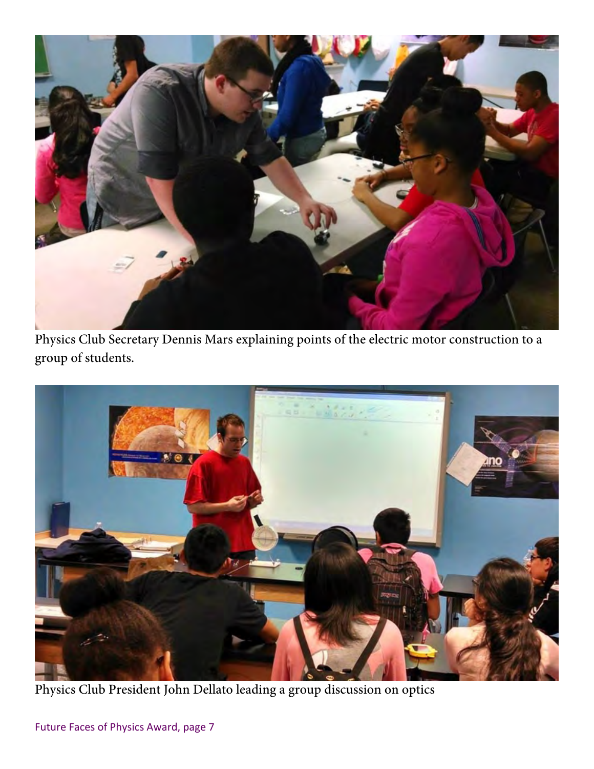Physics Club Secretary Dennis Mars explaining points of the electric motor construction to a group of students.

Physics Club President John Dellato leading a group discussion on optics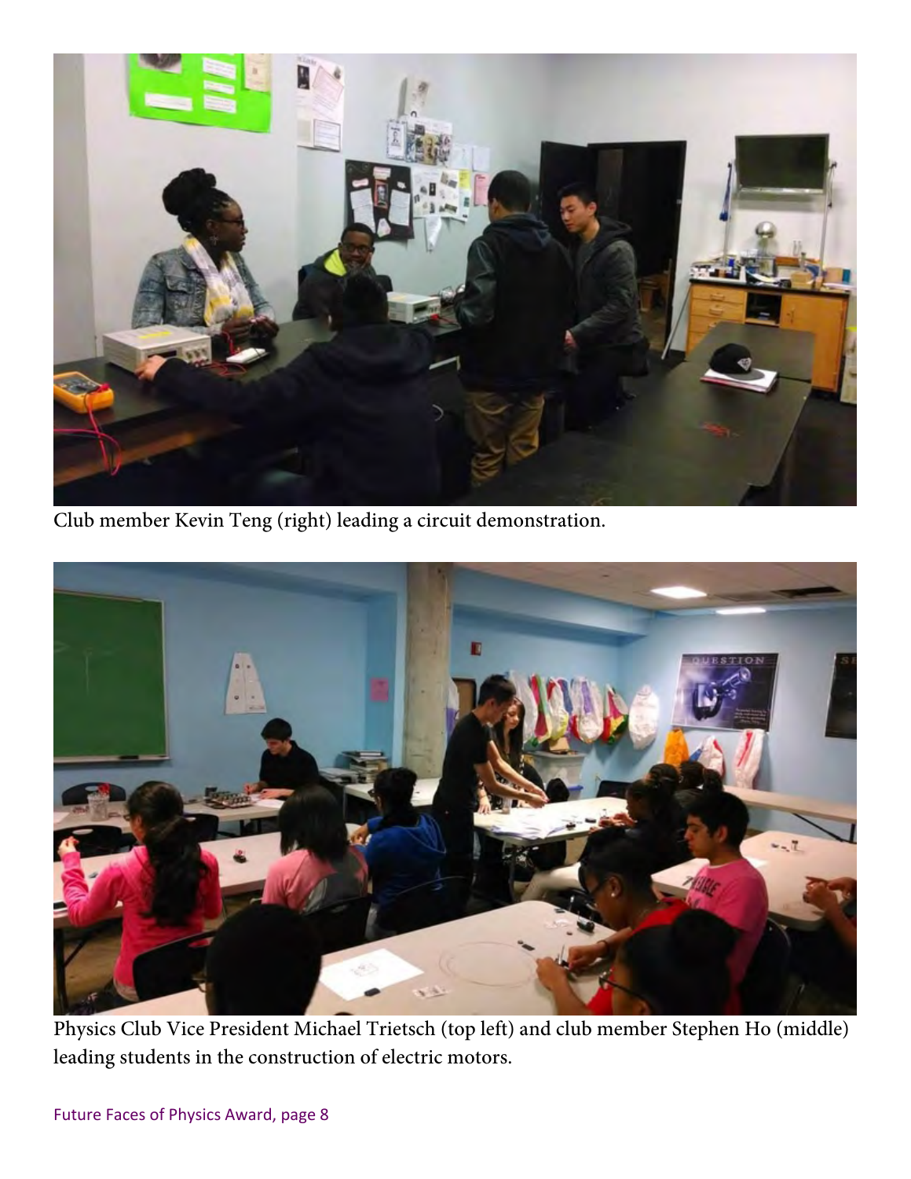Club member Kevin Teng (right) leading a circuit demonstration.

Physics Club Vice President Michael Trietsch (top left) and club member Stephen Ho (middle) leading students in the construction of electric motors.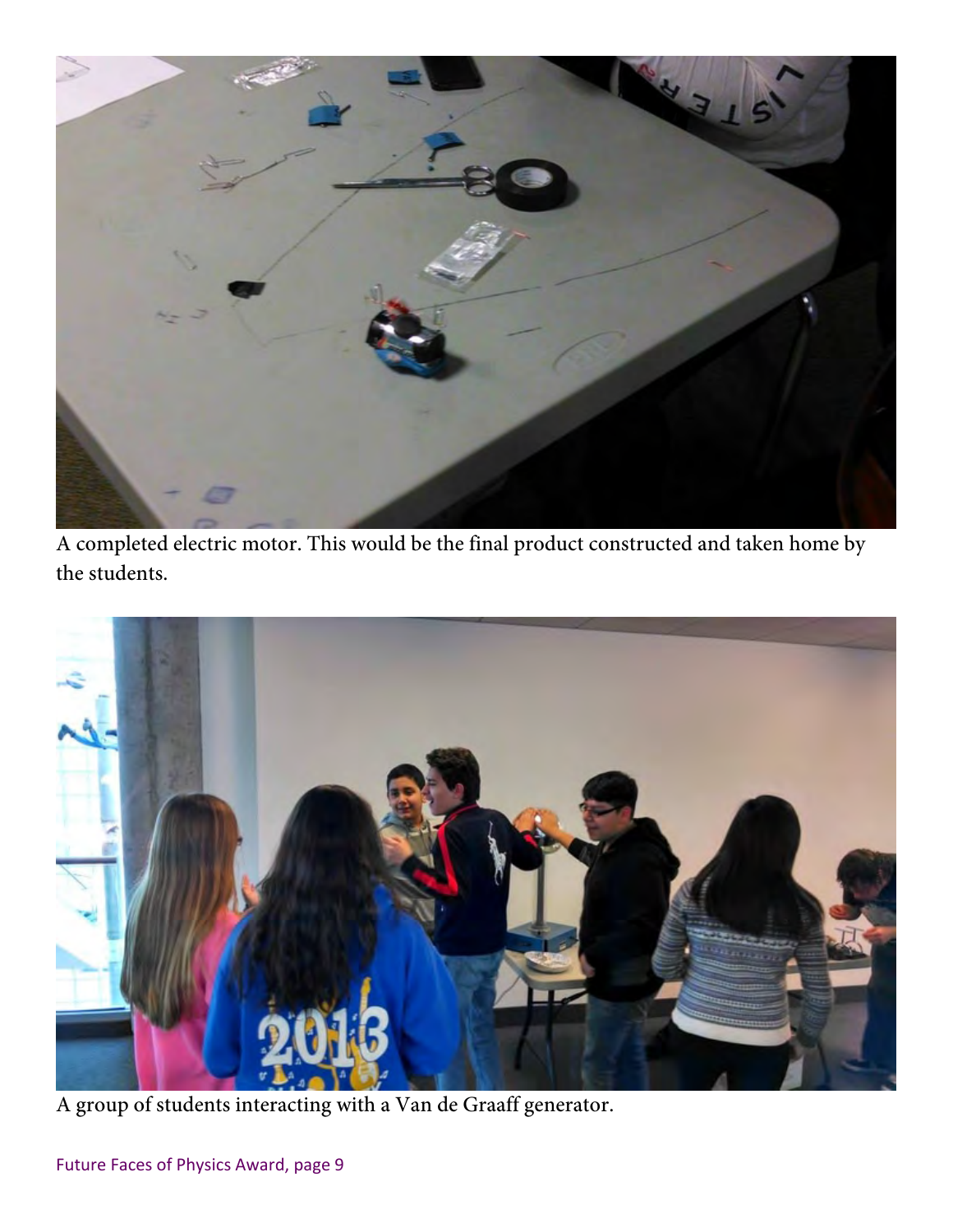A completed electric motor. This would be the final product constructed and taken home by the students.

A group of students interacting with a Van de Graaff generator.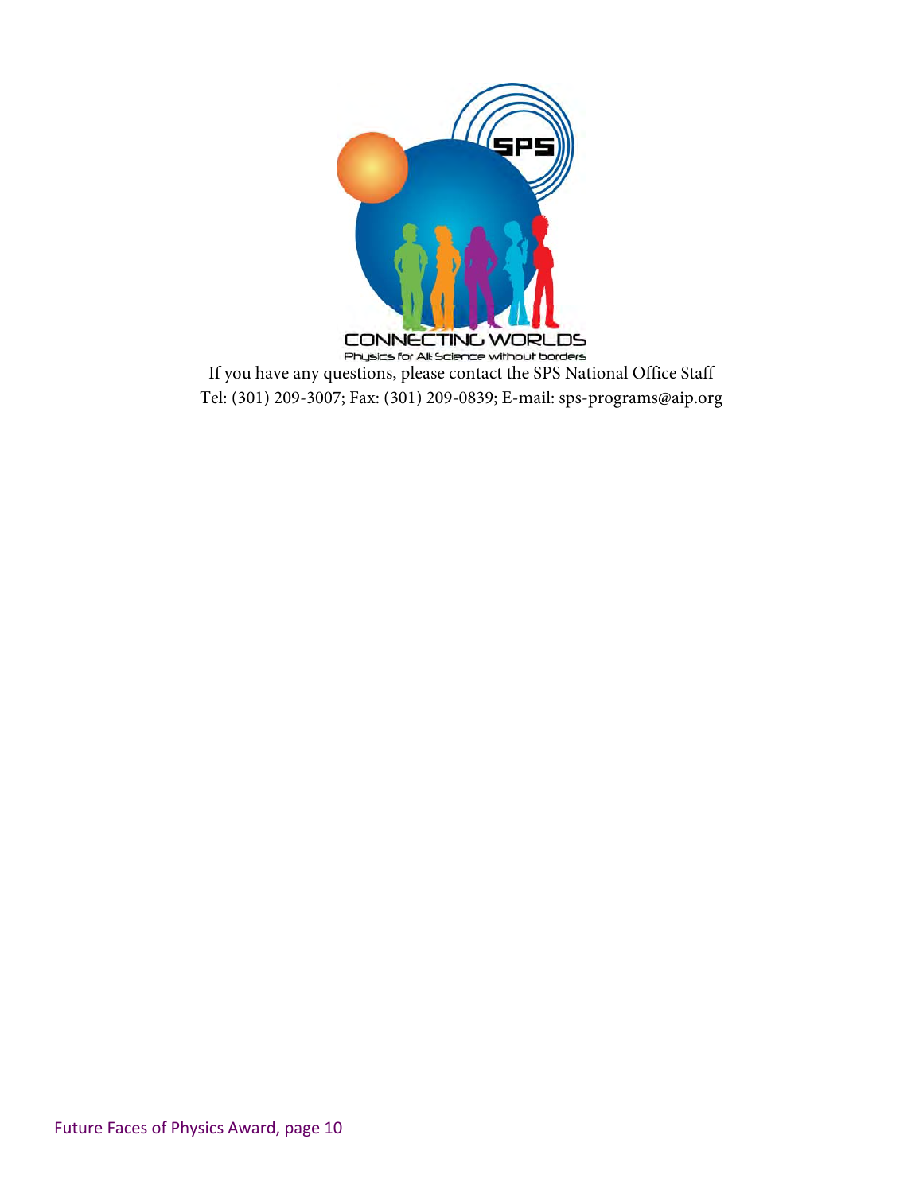CONNECTING WORLDS

Physics for All: Science without borders

If you have any questions, please contact the SPS National Office Staff

Tel: (301) 209-3007; Fax: (301) 209-0839; E-mail: sps-programs@aip.org